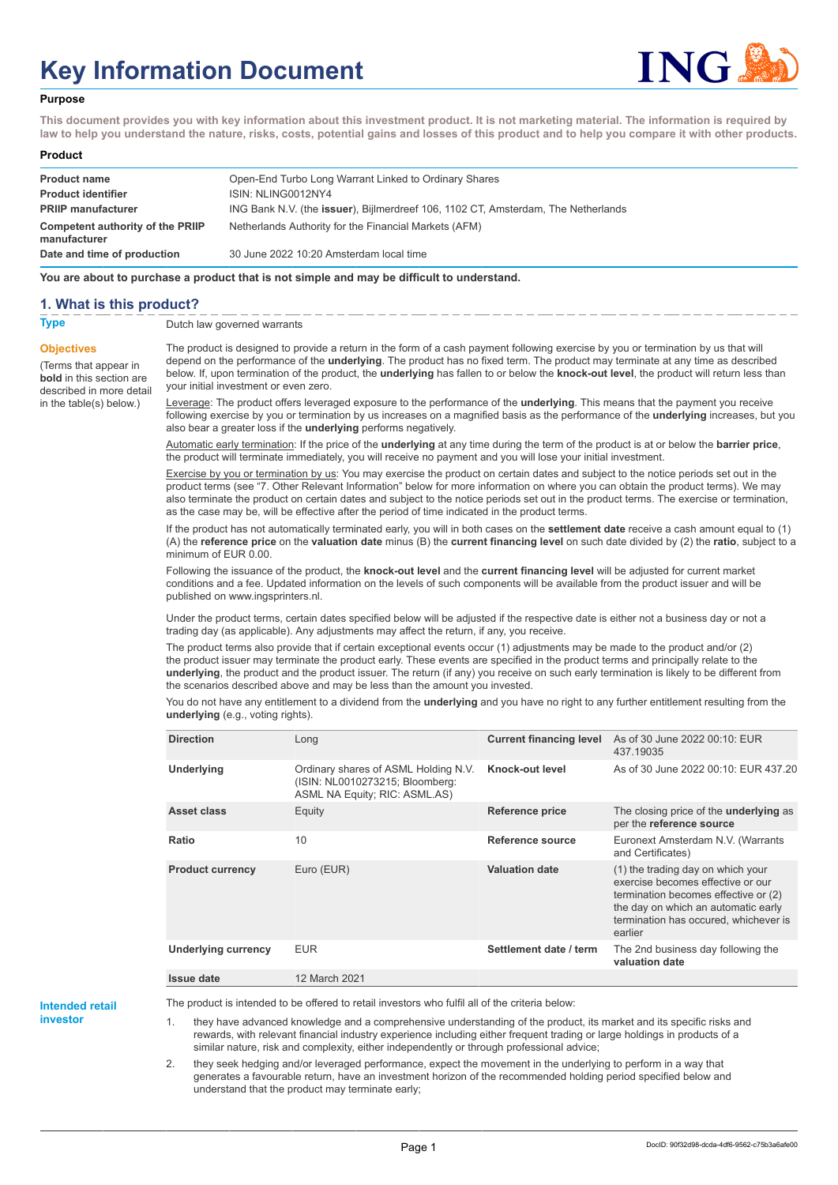# Key Information Document

**Purpose**

**This document provides you with key information about this investment product. It is not marketing material. The information is required by law to help you understand the nature, risks, costs, potential gains and losses of this product and to help you compare it with other products.**

**Product**

| | |
|---|---|
| **Product name** | Open-End Turbo Long Warrant Linked to Ordinary Shares |
| **Product identifier** | ISIN: NLING0012NY4 |
| **PRIIP manufacturer** | ING Bank N.V. (the **issuer**), Bijlmerdreef 106, 1102 CT, Amsterdam, The Netherlands |
| **Competent authority of the PRIIP manufacturer** | Netherlands Authority for the Financial Markets (AFM) |
| **Date and time of production** | 30 June 2022 10:20 Amsterdam local time |

**You are about to purchase a product that is not simple and may be difficult to understand.**

## 1. What is this product?

**Type**

Dutch law governed warrants

**Objectives**

(Terms that appear in **bold** in this section are described in more detail in the table(s) below.)

The product is designed to provide a return in the form of a cash payment following exercise by you or termination by us that will depend on the performance of the **underlying**. The product has no fixed term. The product may terminate at any time as described below. If, upon termination of the product, the **underlying** has fallen to or below the **knock-out level**, the product will return less than your initial investment or even zero.

Leverage: The product offers leveraged exposure to the performance of the **underlying**. This means that the payment you receive following exercise by you or termination by us increases on a magnified basis as the performance of the **underlying** increases, but you also bear a greater loss if the **underlying** performs negatively.

Automatic early termination: If the price of the **underlying** at any time during the term of the product is at or below the **barrier price**, the product will terminate immediately, you will receive no payment and you will lose your initial investment.

Exercise by you or termination by us: You may exercise the product on certain dates and subject to the notice periods set out in the product terms (see "7. Other Relevant Information" below for more information on where you can obtain the product terms). We may also terminate the product on certain dates and subject to the notice periods set out in the product terms. The exercise or termination, as the case may be, will be effective after the period of time indicated in the product terms.

If the product has not automatically terminated early, you will in both cases on the **settlement date** receive a cash amount equal to (1) (A) the **reference price** on the **valuation date** minus (B) the **current financing level** on such date divided by (2) the **ratio**, subject to a minimum of EUR 0.00.

Following the issuance of the product, the **knock-out level** and the **current financing level** will be adjusted for current market conditions and a fee. Updated information on the levels of such components will be available from the product issuer and will be published on www.ingsprinters.nl.

Under the product terms, certain dates specified below will be adjusted if the respective date is either not a business day or not a trading day (as applicable). Any adjustments may affect the return, if any, you receive.

The product terms also provide that if certain exceptional events occur (1) adjustments may be made to the product and/or (2) the product issuer may terminate the product early. These events are specified in the product terms and principally relate to the **underlying**, the product and the product issuer. The return (if any) you receive on such early termination is likely to be different from the scenarios described above and may be less than the amount you invested.

You do not have any entitlement to a dividend from the **underlying** and you have no right to any further entitlement resulting from the **underlying** (e.g., voting rights).

| | | | |
|---|---|---|---|
| **Direction** | Long | **Current financing level** | As of 30 June 2022 00:10: EUR 437.19035 |
| **Underlying** | Ordinary shares of ASML Holding N.V. (ISIN: NL0010273215; Bloomberg: ASML NA Equity; RIC: ASML.AS) | **Knock-out level** | As of 30 June 2022 00:10: EUR 437.20 |
| **Asset class** | Equity | **Reference price** | The closing price of the **underlying** as per the **reference source** |
| **Ratio** | 10 | **Reference source** | Euronext Amsterdam N.V. (Warrants and Certificates) |
| **Product currency** | Euro (EUR) | **Valuation date** | (1) the trading day on which your exercise becomes effective or our termination becomes effective or (2) the day on which an automatic early termination has occured, whichever is earlier |
| **Underlying currency** | EUR | **Settlement date / term** | The 2nd business day following the **valuation date** |
| **Issue date** | 12 March 2021 | | |

**Intended retail investor**

The product is intended to be offered to retail investors who fulfil all of the criteria below:

1. they have advanced knowledge and a comprehensive understanding of the product, its market and its specific risks and rewards, with relevant financial industry experience including either frequent trading or large holdings in products of a similar nature, risk and complexity, either independently or through professional advice;
2. they seek hedging and/or leveraged performance, expect the movement in the underlying to perform in a way that generates a favourable return, have an investment horizon of the recommended holding period specified below and understand that the product may terminate early;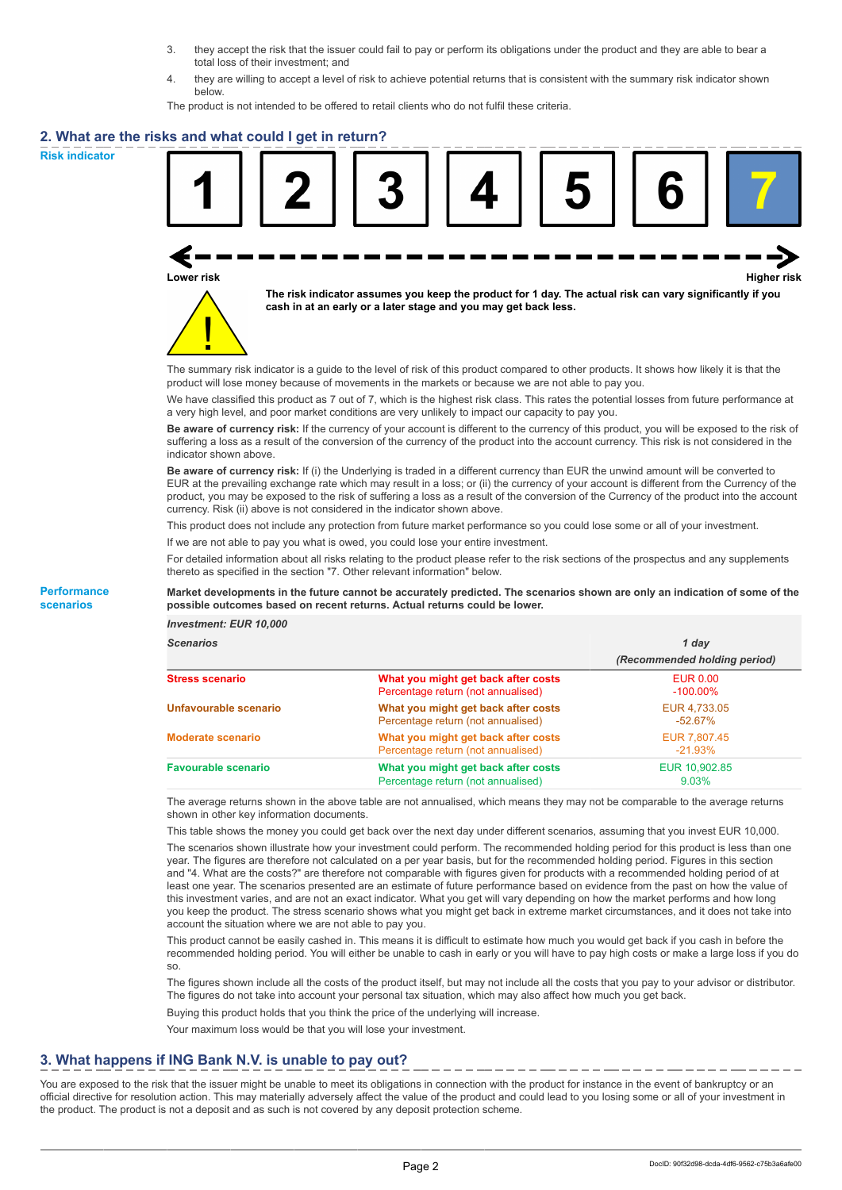3. they accept the risk that the issuer could fail to pay or perform its obligations under the product and they are able to bear a total loss of their investment; and
4. they are willing to accept a level of risk to achieve potential returns that is consistent with the summary risk indicator shown below.

The product is not intended to be offered to retail clients who do not fulfil these criteria.

## 2. What are the risks and what could I get in return?

**Risk indicator**

| 1 | 2 | 3 | 4 | 5 | 6 | **7** |
|---|---|---|---|---|---|---|

Lower risk — Higher risk

**The risk indicator assumes you keep the product for 1 day. The actual risk can vary significantly if you cash in at an early or a later stage and you may get back less.**

The summary risk indicator is a guide to the level of risk of this product compared to other products. It shows how likely it is that the product will lose money because of movements in the markets or because we are not able to pay you.

We have classified this product as 7 out of 7, which is the highest risk class. This rates the potential losses from future performance at a very high level, and poor market conditions are very unlikely to impact our capacity to pay you.

**Be aware of currency risk:** If the currency of your account is different to the currency of this product, you will be exposed to the risk of suffering a loss as a result of the conversion of the currency of the product into the account currency. This risk is not considered in the indicator shown above.

**Be aware of currency risk:** If (i) the Underlying is traded in a different currency than EUR the unwind amount will be converted to EUR at the prevailing exchange rate which may result in a loss; or (ii) the currency of your account is different from the Currency of the product, you may be exposed to the risk of suffering a loss as a result of the conversion of the Currency of the product into the account currency. Risk (ii) above is not considered in the indicator shown above.

This product does not include any protection from future market performance so you could lose some or all of your investment.

If we are not able to pay you what is owed, you could lose your entire investment.

For detailed information about all risks relating to the product please refer to the risk sections of the prospectus and any supplements thereto as specified in the section "7. Other relevant information" below.

**Performance scenarios**

**Market developments in the future cannot be accurately predicted. The scenarios shown are only an indication of some of the possible outcomes based on recent returns. Actual returns could be lower.**

| ***Investment: EUR 10,000*** | | |
|---|---|---|
| ***Scenarios*** | | ***1 day*** ***(Recommended holding period)*** |
| **Stress scenario** | **What you might get back after costs** | EUR 0.00 |
| | Percentage return (not annualised) | -100.00% |
| **Unfavourable scenario** | **What you might get back after costs** | EUR 4,733.05 |
| | Percentage return (not annualised) | -52.67% |
| **Moderate scenario** | **What you might get back after costs** | EUR 7,807.45 |
| | Percentage return (not annualised) | -21.93% |
| **Favourable scenario** | **What you might get back after costs** | EUR 10,902.85 |
| | Percentage return (not annualised) | 9.03% |

The average returns shown in the above table are not annualised, which means they may not be comparable to the average returns shown in other key information documents.

This table shows the money you could get back over the next day under different scenarios, assuming that you invest EUR 10,000.

The scenarios shown illustrate how your investment could perform. The recommended holding period for this product is less than one year. The figures are therefore not calculated on a per year basis, but for the recommended holding period. Figures in this section and "4. What are the costs?" are therefore not comparable with figures given for products with a recommended holding period of at least one year. The scenarios presented are an estimate of future performance based on evidence from the past on how the value of this investment varies, and are not an exact indicator. What you get will vary depending on how the market performs and how long you keep the product. The stress scenario shows what you might get back in extreme market circumstances, and it does not take into account the situation where we are not able to pay you.

This product cannot be easily cashed in. This means it is difficult to estimate how much you would get back if you cash in before the recommended holding period. You will either be unable to cash in early or you will have to pay high costs or make a large loss if you do so.

The figures shown include all the costs of the product itself, but may not include all the costs that you pay to your advisor or distributor. The figures do not take into account your personal tax situation, which may also affect how much you get back.

Buying this product holds that you think the price of the underlying will increase.

Your maximum loss would be that you will lose your investment.

## 3. What happens if ING Bank N.V. is unable to pay out?

You are exposed to the risk that the issuer might be unable to meet its obligations in connection with the product for instance in the event of bankruptcy or an official directive for resolution action. This may materially adversely affect the value of the product and could lead to you losing some or all of your investment in the product. The product is not a deposit and as such is not covered by any deposit protection scheme.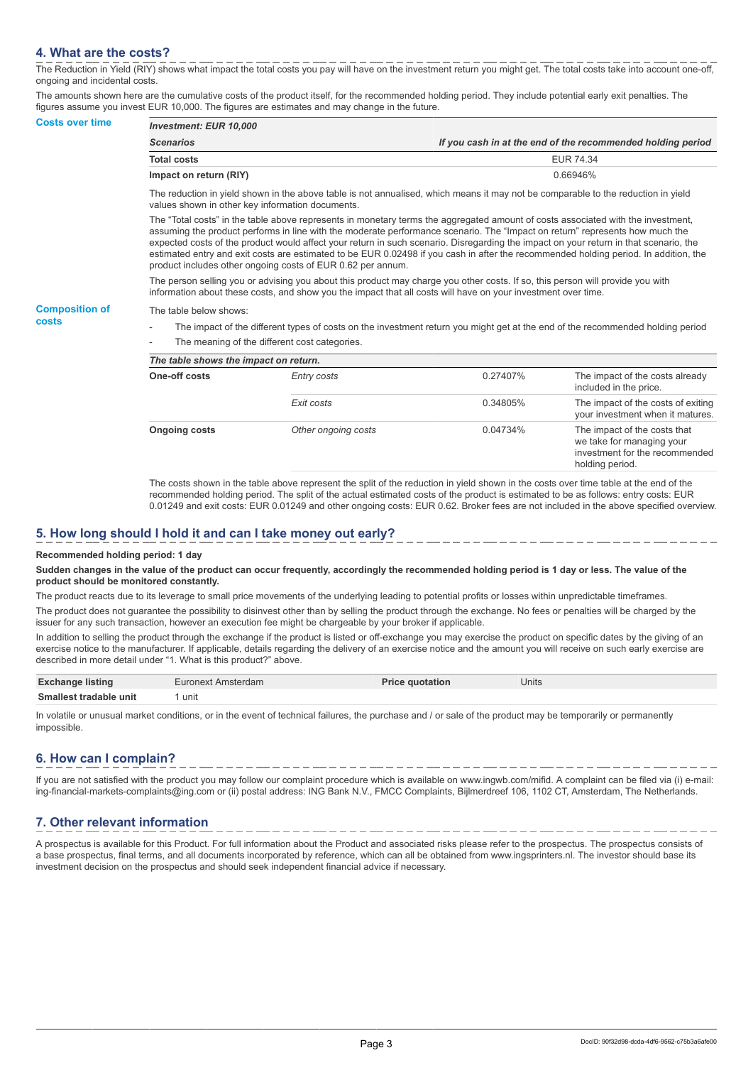## 4. What are the costs?

The Reduction in Yield (RIY) shows what impact the total costs you pay will have on the investment return you might get. The total costs take into account one-off, ongoing and incidental costs.

The amounts shown here are the cumulative costs of the product itself, for the recommended holding period. They include potential early exit penalties. The figures assume you invest EUR 10,000. The figures are estimates and may change in the future.

**Costs over time**

| *Investment: EUR 10,000* | |
|---|---|
| ***Scenarios*** | ***If you cash in at the end of the recommended holding period*** |
| **Total costs** | EUR 74.34 |
| **Impact on return (RIY)** | 0.66946% |

The reduction in yield shown in the above table is not annualised, which means it may not be comparable to the reduction in yield values shown in other key information documents.

The "Total costs" in the table above represents in monetary terms the aggregated amount of costs associated with the investment, assuming the product performs in line with the moderate performance scenario. The "Impact on return" represents how much the expected costs of the product would affect your return in such scenario. Disregarding the impact on your return in that scenario, the estimated entry and exit costs are estimated to be EUR 0.02498 if you cash in after the recommended holding period. In addition, the product includes other ongoing costs of EUR 0.62 per annum.

The person selling you or advising you about this product may charge you other costs. If so, this person will provide you with information about these costs, and show you the impact that all costs will have on your investment over time.

**Composition of costs**

The table below shows:

- The impact of the different types of costs on the investment return you might get at the end of the recommended holding period
- The meaning of the different cost categories.

| *The table shows the impact on return.* | | | |
|---|---|---|---|
| **One-off costs** | *Entry costs* | 0.27407% | The impact of the costs already included in the price. |
| | *Exit costs* | 0.34805% | The impact of the costs of exiting your investment when it matures. |
| **Ongoing costs** | *Other ongoing costs* | 0.04734% | The impact of the costs that we take for managing your investment for the recommended holding period. |

The costs shown in the table above represent the split of the reduction in yield shown in the costs over time table at the end of the recommended holding period. The split of the actual estimated costs of the product is estimated to be as follows: entry costs: EUR 0.01249 and exit costs: EUR 0.01249 and other ongoing costs: EUR 0.62. Broker fees are not included in the above specified overview.

## 5. How long should I hold it and can I take money out early?

**Recommended holding period: 1 day**

**Sudden changes in the value of the product can occur frequently, accordingly the recommended holding period is 1 day or less. The value of the product should be monitored constantly.**

The product reacts due to its leverage to small price movements of the underlying leading to potential profits or losses within unpredictable timeframes.

The product does not guarantee the possibility to disinvest other than by selling the product through the exchange. No fees or penalties will be charged by the issuer for any such transaction, however an execution fee might be chargeable by your broker if applicable.

In addition to selling the product through the exchange if the product is listed or off-exchange you may exercise the product on specific dates by the giving of an exercise notice to the manufacturer. If applicable, details regarding the delivery of an exercise notice and the amount you will receive on such early exercise are described in more detail under "1. What is this product?" above.

| **Exchange listing** | Euronext Amsterdam | **Price quotation** | Units |
|---|---|---|---|
| **Smallest tradable unit** | 1 unit | | |

In volatile or unusual market conditions, or in the event of technical failures, the purchase and / or sale of the product may be temporarily or permanently impossible.

## 6. How can I complain?

If you are not satisfied with the product you may follow our complaint procedure which is available on www.ingwb.com/mifid. A complaint can be filed via (i) e-mail: ing-financial-markets-complaints@ing.com or (ii) postal address: ING Bank N.V., FMCC Complaints, Bijlmerdreef 106, 1102 CT, Amsterdam, The Netherlands.

## 7. Other relevant information

A prospectus is available for this Product. For full information about the Product and associated risks please refer to the prospectus. The prospectus consists of a base prospectus, final terms, and all documents incorporated by reference, which can all be obtained from www.ingsprinters.nl. The investor should base its investment decision on the prospectus and should seek independent financial advice if necessary.